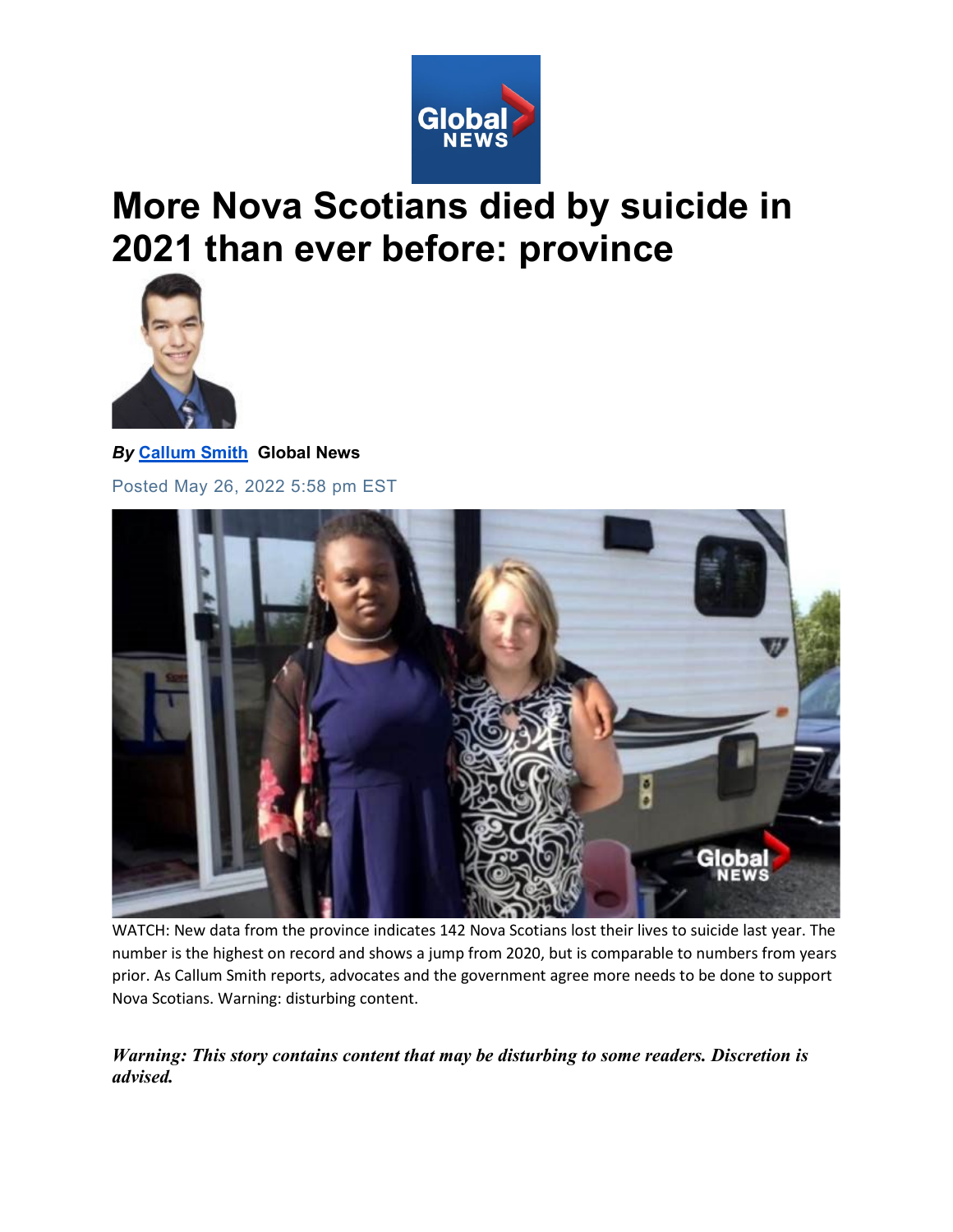# More Nova Scotians died by suicide in 2021 than ever before: province

***By* [Callum Smith](#) Global News**

Posted May 26, 2022 5:58 pm EST

WATCH: New data from the province indicates 142 Nova Scotians lost their lives to suicide last year. The number is the highest on record and shows a jump from 2020, but is comparable to numbers from years prior. As Callum Smith reports, advocates and the government agree more needs to be done to support Nova Scotians. Warning: disturbing content.

***Warning: This story contains content that may be disturbing to some readers. Discretion is advised.***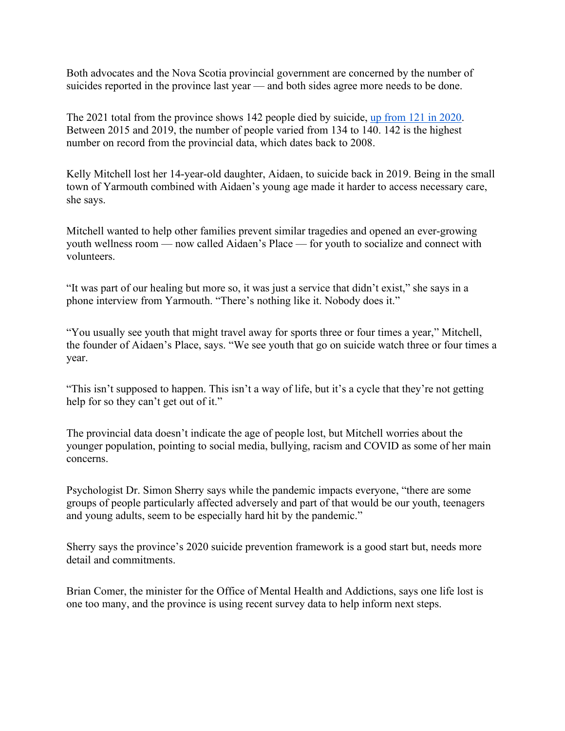Both advocates and the Nova Scotia provincial government are concerned by the number of suicides reported in the province last year — and both sides agree more needs to be done.

The 2021 total from the province shows 142 people died by suicide, up from 121 in 2020. Between 2015 and 2019, the number of people varied from 134 to 140. 142 is the highest number on record from the provincial data, which dates back to 2008.

Kelly Mitchell lost her 14-year-old daughter, Aidaen, to suicide back in 2019. Being in the small town of Yarmouth combined with Aidaen's young age made it harder to access necessary care, she says.

Mitchell wanted to help other families prevent similar tragedies and opened an ever-growing youth wellness room — now called Aidaen's Place — for youth to socialize and connect with volunteers.

"It was part of our healing but more so, it was just a service that didn't exist," she says in a phone interview from Yarmouth. "There's nothing like it. Nobody does it."

"You usually see youth that might travel away for sports three or four times a year," Mitchell, the founder of Aidaen's Place, says. "We see youth that go on suicide watch three or four times a year.

"This isn't supposed to happen. This isn't a way of life, but it's a cycle that they're not getting help for so they can't get out of it."

The provincial data doesn't indicate the age of people lost, but Mitchell worries about the younger population, pointing to social media, bullying, racism and COVID as some of her main concerns.

Psychologist Dr. Simon Sherry says while the pandemic impacts everyone, "there are some groups of people particularly affected adversely and part of that would be our youth, teenagers and young adults, seem to be especially hard hit by the pandemic."

Sherry says the province's 2020 suicide prevention framework is a good start but, needs more detail and commitments.

Brian Comer, the minister for the Office of Mental Health and Addictions, says one life lost is one too many, and the province is using recent survey data to help inform next steps.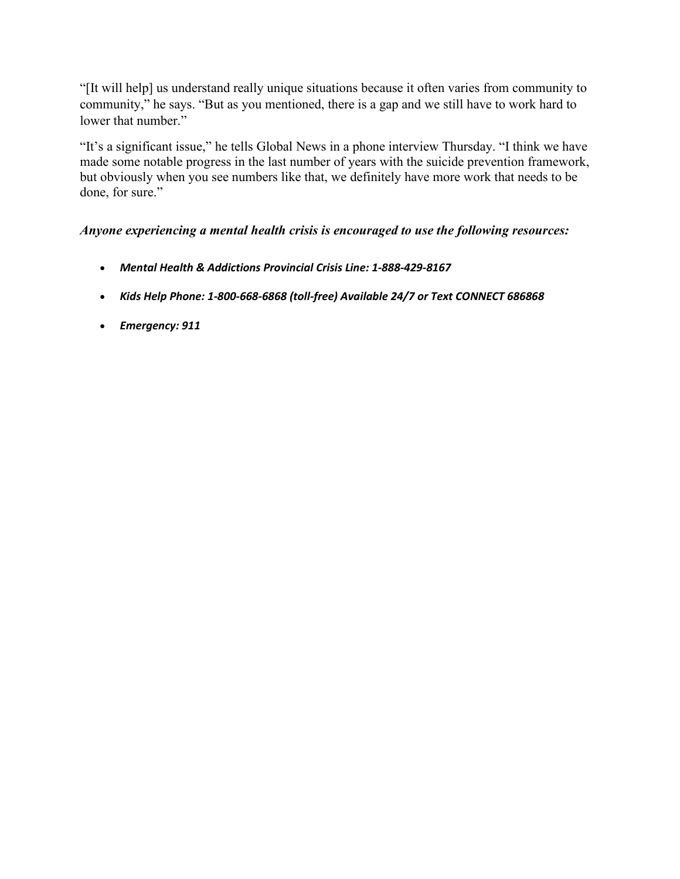"[It will help] us understand really unique situations because it often varies from community to community," he says. "But as you mentioned, there is a gap and we still have to work hard to lower that number."

"It's a significant issue," he tells Global News in a phone interview Thursday. "I think we have made some notable progress in the last number of years with the suicide prevention framework, but obviously when you see numbers like that, we definitely have more work that needs to be done, for sure."

***Anyone experiencing a mental health crisis is encouraged to use the following resources:***

- ***Mental Health & Addictions Provincial Crisis Line: 1-888-429-8167***
- ***Kids Help Phone: 1-800-668-6868 (toll-free) Available 24/7 or Text CONNECT 686868***
- ***Emergency: 911***